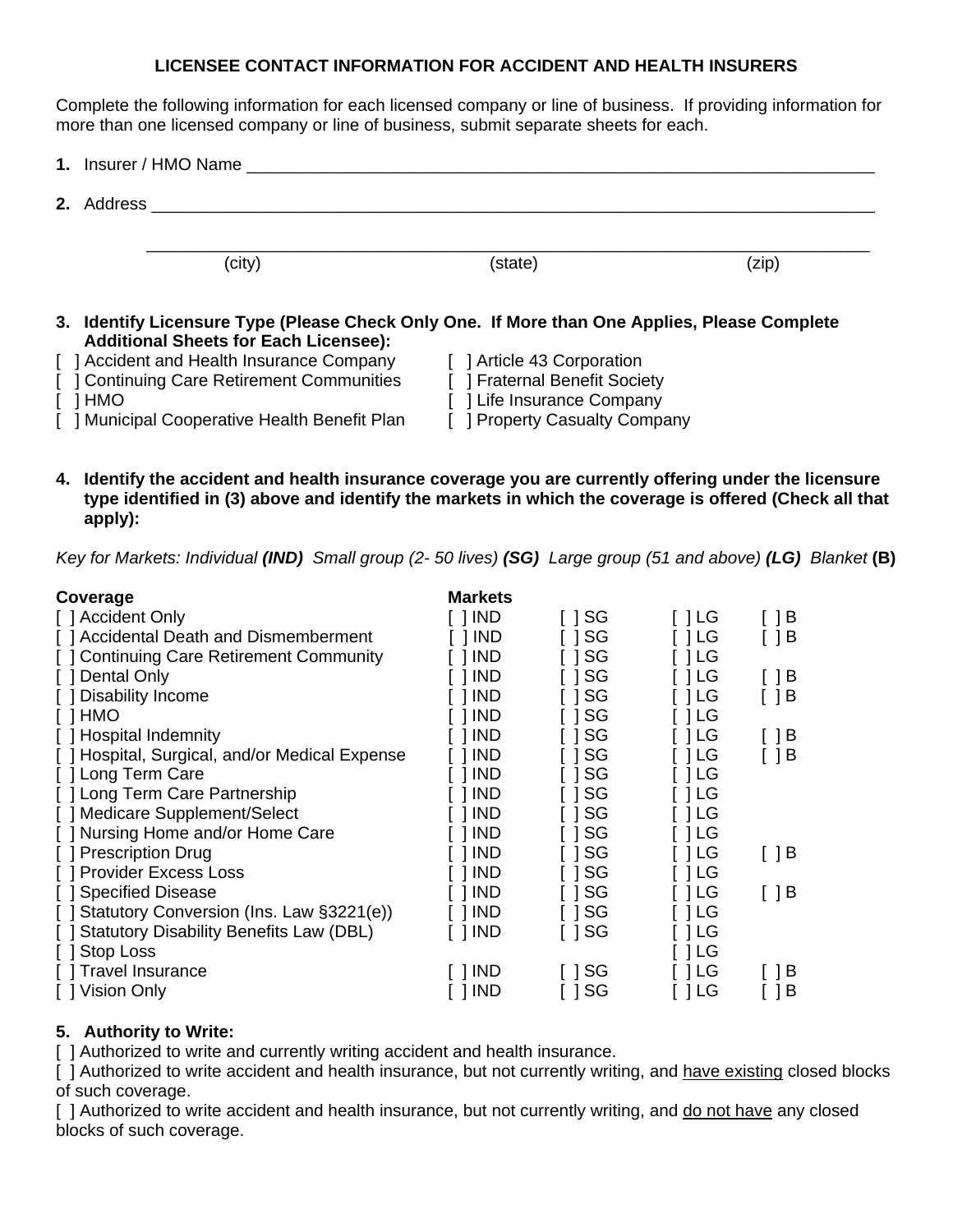# LICENSEE CONTACT INFORMATION FOR ACCIDENT AND HEALTH INSURERS

Complete the following information for each licensed company or line of business. If providing information for more than one licensed company or line of business, submit separate sheets for each.

**1.** Insurer / HMO Name ______________________________________________________________________

**2.** Address ___________________________________________________________________________

_______________________________________________________________________________
(city) (state) (zip)

**3. Identify Licensure Type (Please Check Only One. If More than One Applies, Please Complete Additional Sheets for Each Licensee):**

[ ] Accident and Health Insurance Company
[ ] Continuing Care Retirement Communities
[ ] HMO
[ ] Municipal Cooperative Health Benefit Plan
[ ] Article 43 Corporation
[ ] Fraternal Benefit Society
[ ] Life Insurance Company
[ ] Property Casualty Company

**4. Identify the accident and health insurance coverage you are currently offering under the licensure type identified in (3) above and identify the markets in which the coverage is offered (Check all that apply):**

*Key for Markets: Individual **(IND)** Small group (2- 50 lives) **(SG)** Large group (51 and above) **(LG)** Blanket* **(B)**

| Coverage | Markets | | | |
|---|---|---|---|---|
| [ ] Accident Only | [ ] IND | [ ] SG | [ ] LG | [ ] B |
| [ ] Accidental Death and Dismemberment | [ ] IND | [ ] SG | [ ] LG | [ ] B |
| [ ] Continuing Care Retirement Community | [ ] IND | [ ] SG | [ ] LG | |
| [ ] Dental Only | [ ] IND | [ ] SG | [ ] LG | [ ] B |
| [ ] Disability Income | [ ] IND | [ ] SG | [ ] LG | [ ] B |
| [ ] HMO | [ ] IND | [ ] SG | [ ] LG | |
| [ ] Hospital Indemnity | [ ] IND | [ ] SG | [ ] LG | [ ] B |
| [ ] Hospital, Surgical, and/or Medical Expense | [ ] IND | [ ] SG | [ ] LG | [ ] B |
| [ ] Long Term Care | [ ] IND | [ ] SG | [ ] LG | |
| [ ] Long Term Care Partnership | [ ] IND | [ ] SG | [ ] LG | |
| [ ] Medicare Supplement/Select | [ ] IND | [ ] SG | [ ] LG | |
| [ ] Nursing Home and/or Home Care | [ ] IND | [ ] SG | [ ] LG | |
| [ ] Prescription Drug | [ ] IND | [ ] SG | [ ] LG | [ ] B |
| [ ] Provider Excess Loss | [ ] IND | [ ] SG | [ ] LG | |
| [ ] Specified Disease | [ ] IND | [ ] SG | [ ] LG | [ ] B |
| [ ] Statutory Conversion (Ins. Law §3221(e)) | [ ] IND | [ ] SG | [ ] LG | |
| [ ] Statutory Disability Benefits Law (DBL) | [ ] IND | [ ] SG | [ ] LG | |
| [ ] Stop Loss | | | [ ] LG | |
| [ ] Travel Insurance | [ ] IND | [ ] SG | [ ] LG | [ ] B |
| [ ] Vision Only | [ ] IND | [ ] SG | [ ] LG | [ ] B |

**5. Authority to Write:**

[ ] Authorized to write and currently writing accident and health insurance.

[ ] Authorized to write accident and health insurance, but not currently writing, and <u>have existing</u> closed blocks of such coverage.

[ ] Authorized to write accident and health insurance, but not currently writing, and <u>do not have</u> any closed blocks of such coverage.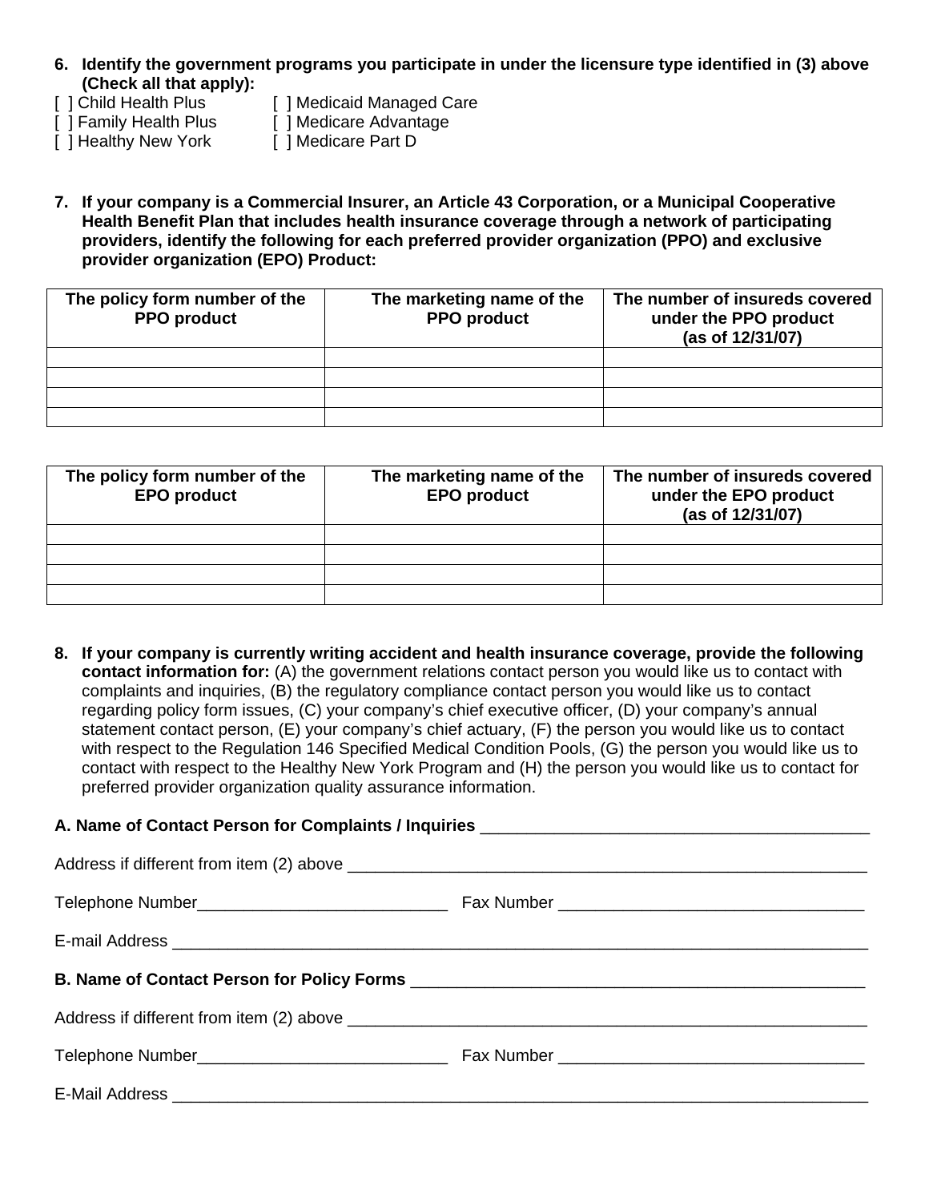6. **Identify the government programs you participate in under the licensure type identified in (3) above (Check all that apply):**

[ ] Child Health Plus [ ] Medicaid Managed Care
[ ] Family Health Plus [ ] Medicare Advantage
[ ] Healthy New York [ ] Medicare Part D

7. **If your company is a Commercial Insurer, an Article 43 Corporation, or a Municipal Cooperative Health Benefit Plan that includes health insurance coverage through a network of participating providers, identify the following for each preferred provider organization (PPO) and exclusive provider organization (EPO) Product:**

| The policy form number of the PPO product | The marketing name of the PPO product | The number of insureds covered under the PPO product (as of 12/31/07) |
|---|---|---|
| | | |
| | | |
| | | |
| | | |

| The policy form number of the EPO product | The marketing name of the EPO product | The number of insureds covered under the EPO product (as of 12/31/07) |
|---|---|---|
| | | |
| | | |
| | | |
| | | |

8. **If your company is currently writing accident and health insurance coverage, provide the following contact information for:** (A) the government relations contact person you would like us to contact with complaints and inquiries, (B) the regulatory compliance contact person you would like us to contact regarding policy form issues, (C) your company's chief executive officer, (D) your company's annual statement contact person, (E) your company's chief actuary, (F) the person you would like us to contact with respect to the Regulation 146 Specified Medical Condition Pools, (G) the person you would like us to contact with respect to the Healthy New York Program and (H) the person you would like us to contact for preferred provider organization quality assurance information.

**A. Name of Contact Person for Complaints / Inquiries** ______________________________

Address if different from item (2) above ______________________________

Telephone Number____________________ Fax Number ____________________

E-mail Address ______________________________

**B. Name of Contact Person for Policy Forms** ______________________________

Address if different from item (2) above ______________________________

Telephone Number____________________ Fax Number ____________________

E-Mail Address ______________________________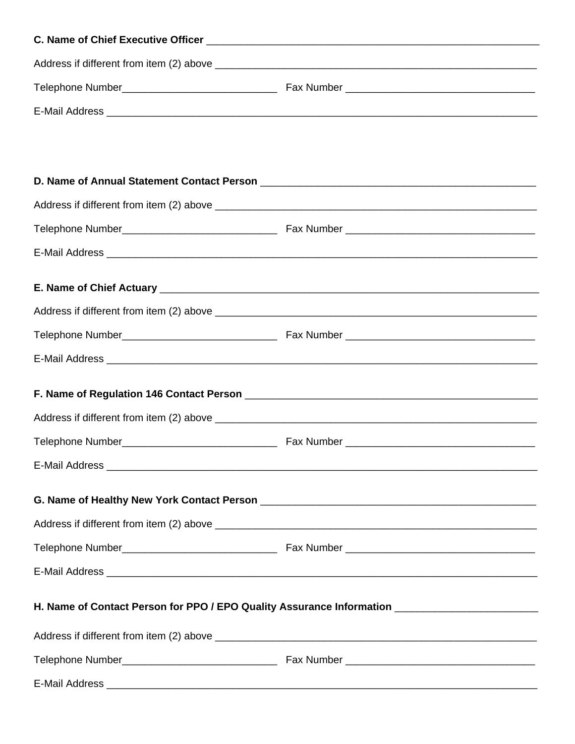**C. Name of Chief Executive Officer** ______________________________________________

Address if different from item (2) above ______________________________________________

Telephone Number___________________________ Fax Number _________________________________

E-Mail Address ______________________________________________________________________

**D. Name of Annual Statement Contact Person** _______________________________________

Address if different from item (2) above ______________________________________________

Telephone Number___________________________ Fax Number _________________________________

E-Mail Address ______________________________________________________________________

**E. Name of Chief Actuary** ___________________________________________________________

Address if different from item (2) above ______________________________________________

Telephone Number___________________________ Fax Number _________________________________

E-Mail Address ______________________________________________________________________

**F. Name of Regulation 146 Contact Person** _________________________________________

Address if different from item (2) above ______________________________________________

Telephone Number___________________________ Fax Number _________________________________

E-Mail Address ______________________________________________________________________

**G. Name of Healthy New York Contact Person** _______________________________________

Address if different from item (2) above ______________________________________________

Telephone Number___________________________ Fax Number _________________________________

E-Mail Address ______________________________________________________________________

**H. Name of Contact Person for PPO / EPO Quality Assurance Information** ________________________

Address if different from item (2) above ______________________________________________

Telephone Number___________________________ Fax Number _________________________________

E-Mail Address ______________________________________________________________________